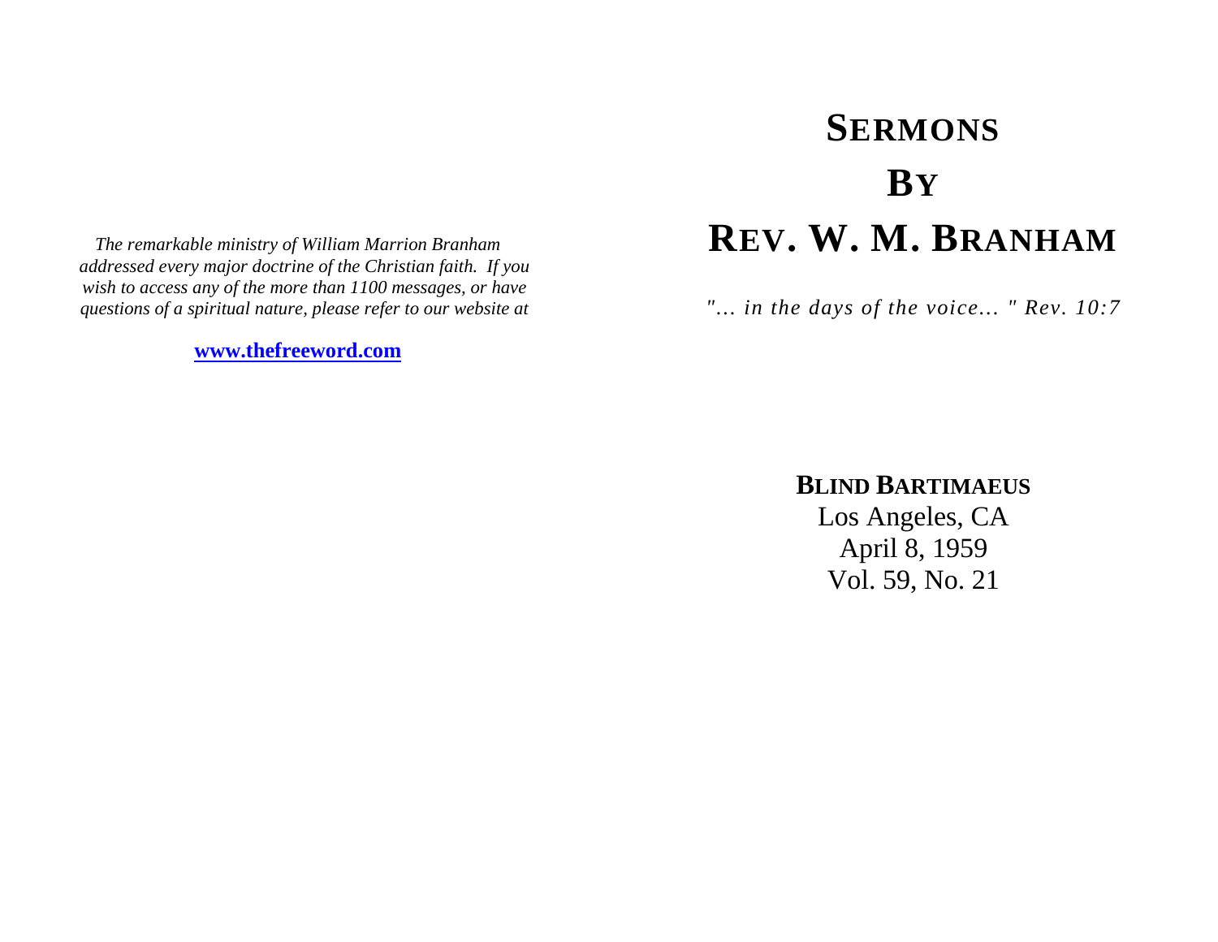*The remarkable ministry of William Marrion Branham addressed every major doctrine of the Christian faith. If you wish to access any of the more than 1100 messages, or have questions of a spiritual nature, please refer to our website at*

**www.thefreeword.com**

# SERMONS BY REV. W. M. BRANHAM

*"... in the days of the voice... " Rev. 10:7*

**BLIND BARTIMAEUS**

Los Angeles, CA
April 8, 1959
Vol. 59, No. 21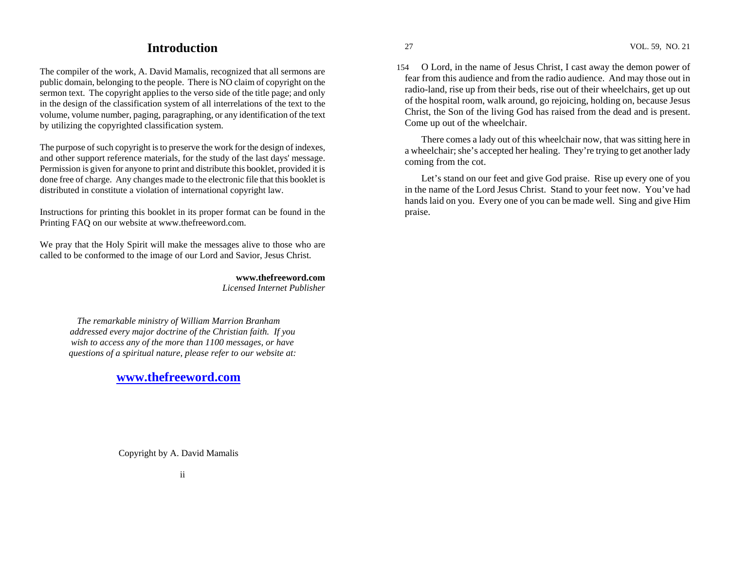# Introduction

The compiler of the work, A. David Mamalis, recognized that all sermons are public domain, belonging to the people. There is NO claim of copyright on the sermon text. The copyright applies to the verso side of the title page; and only in the design of the classification system of all interrelations of the text to the volume, volume number, paging, paragraphing, or any identification of the text by utilizing the copyrighted classification system.

The purpose of such copyright is to preserve the work for the design of indexes, and other support reference materials, for the study of the last days' message. Permission is given for anyone to print and distribute this booklet, provided it is done free of charge. Any changes made to the electronic file that this booklet is distributed in constitute a violation of international copyright law.

Instructions for printing this booklet in its proper format can be found in the Printing FAQ on our website at www.thefreeword.com.

We pray that the Holy Spirit will make the messages alive to those who are called to be conformed to the image of our Lord and Savior, Jesus Christ.

**www.thefreeword.com**
*Licensed Internet Publisher*

*The remarkable ministry of William Marrion Branham addressed every major doctrine of the Christian faith. If you wish to access any of the more than 1100 messages, or have questions of a spiritual nature, please refer to our website at:*

**www.thefreeword.com**

Copyright by A. David Mamalis

154 O Lord, in the name of Jesus Christ, I cast away the demon power of fear from this audience and from the radio audience. And may those out in radio-land, rise up from their beds, rise out of their wheelchairs, get up out of the hospital room, walk around, go rejoicing, holding on, because Jesus Christ, the Son of the living God has raised from the dead and is present. Come up out of the wheelchair.

There comes a lady out of this wheelchair now, that was sitting here in a wheelchair; she's accepted her healing. They're trying to get another lady coming from the cot.

Let's stand on our feet and give God praise. Rise up every one of you in the name of the Lord Jesus Christ. Stand to your feet now. You've had hands laid on you. Every one of you can be made well. Sing and give Him praise.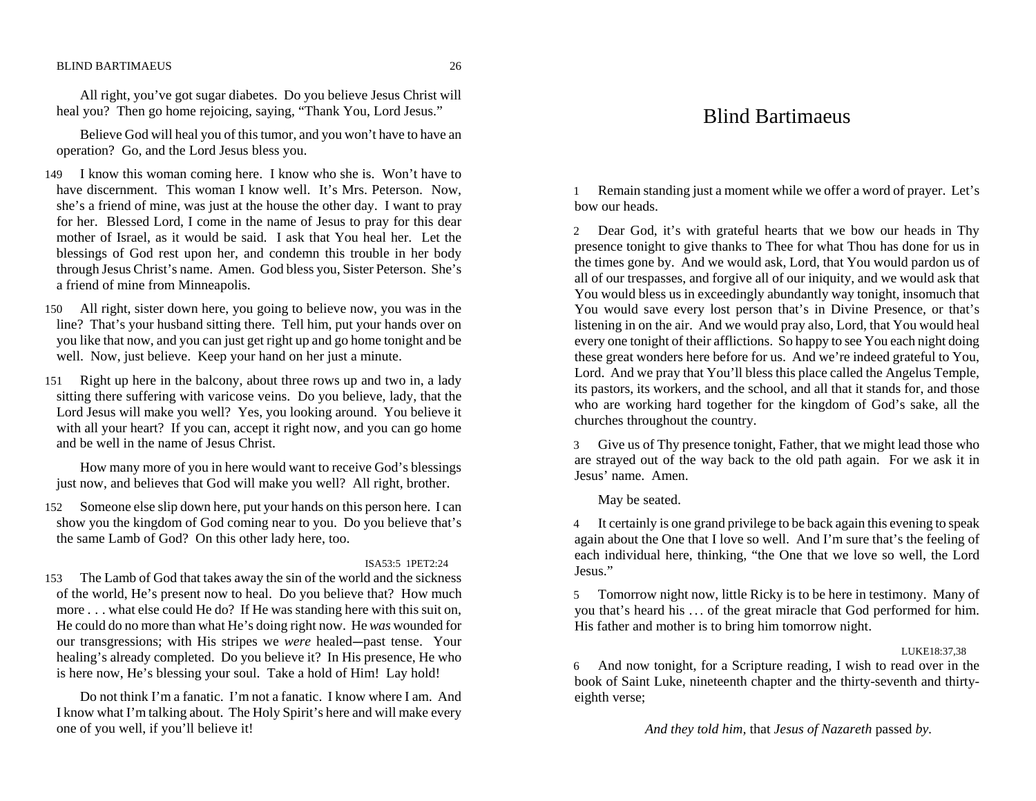All right, you've got sugar diabetes. Do you believe Jesus Christ will heal you? Then go home rejoicing, saying, "Thank You, Lord Jesus."

Believe God will heal you of this tumor, and you won't have to have an operation? Go, and the Lord Jesus bless you.

149 I know this woman coming here. I know who she is. Won't have to have discernment. This woman I know well. It's Mrs. Peterson. Now, she's a friend of mine, was just at the house the other day. I want to pray for her. Blessed Lord, I come in the name of Jesus to pray for this dear mother of Israel, as it would be said. I ask that You heal her. Let the blessings of God rest upon her, and condemn this trouble in her body through Jesus Christ's name. Amen. God bless you, Sister Peterson. She's a friend of mine from Minneapolis.

150 All right, sister down here, you going to believe now, you was in the line? That's your husband sitting there. Tell him, put your hands over on you like that now, and you can just get right up and go home tonight and be well. Now, just believe. Keep your hand on her just a minute.

151 Right up here in the balcony, about three rows up and two in, a lady sitting there suffering with varicose veins. Do you believe, lady, that the Lord Jesus will make you well? Yes, you looking around. You believe it with all your heart? If you can, accept it right now, and you can go home and be well in the name of Jesus Christ.

How many more of you in here would want to receive God's blessings just now, and believes that God will make you well? All right, brother.

152 Someone else slip down here, put your hands on this person here. I can show you the kingdom of God coming near to you. Do you believe that's the same Lamb of God? On this other lady here, too.

ISA53:5 1PET2:24

153 The Lamb of God that takes away the sin of the world and the sickness of the world, He's present now to heal. Do you believe that? How much more . . . what else could He do? If He was standing here with this suit on, He could do no more than what He's doing right now. He *was* wounded for our transgressions; with His stripes we *were* healed—past tense. Your healing's already completed. Do you believe it? In His presence, He who is here now, He's blessing your soul. Take a hold of Him! Lay hold!

Do not think I'm a fanatic. I'm not a fanatic. I know where I am. And I know what I'm talking about. The Holy Spirit's here and will make every one of you well, if you'll believe it!

# Blind Bartimaeus

1 Remain standing just a moment while we offer a word of prayer. Let's bow our heads.

2 Dear God, it's with grateful hearts that we bow our heads in Thy presence tonight to give thanks to Thee for what Thou has done for us in the times gone by. And we would ask, Lord, that You would pardon us of all of our trespasses, and forgive all of our iniquity, and we would ask that You would bless us in exceedingly abundantly way tonight, insomuch that You would save every lost person that's in Divine Presence, or that's listening in on the air. And we would pray also, Lord, that You would heal every one tonight of their afflictions. So happy to see You each night doing these great wonders here before for us. And we're indeed grateful to You, Lord. And we pray that You'll bless this place called the Angelus Temple, its pastors, its workers, and the school, and all that it stands for, and those who are working hard together for the kingdom of God's sake, all the churches throughout the country.

3 Give us of Thy presence tonight, Father, that we might lead those who are strayed out of the way back to the old path again. For we ask it in Jesus' name. Amen.

May be seated.

4 It certainly is one grand privilege to be back again this evening to speak again about the One that I love so well. And I'm sure that's the feeling of each individual here, thinking, "the One that we love so well, the Lord Jesus."

5 Tomorrow night now, little Ricky is to be here in testimony. Many of you that's heard his . . . of the great miracle that God performed for him. His father and mother is to bring him tomorrow night.

LUKE18:37,38

6 And now tonight, for a Scripture reading, I wish to read over in the book of Saint Luke, nineteenth chapter and the thirty-seventh and thirty-eighth verse;

*And they told him,* that *Jesus of Nazareth* passed *by*.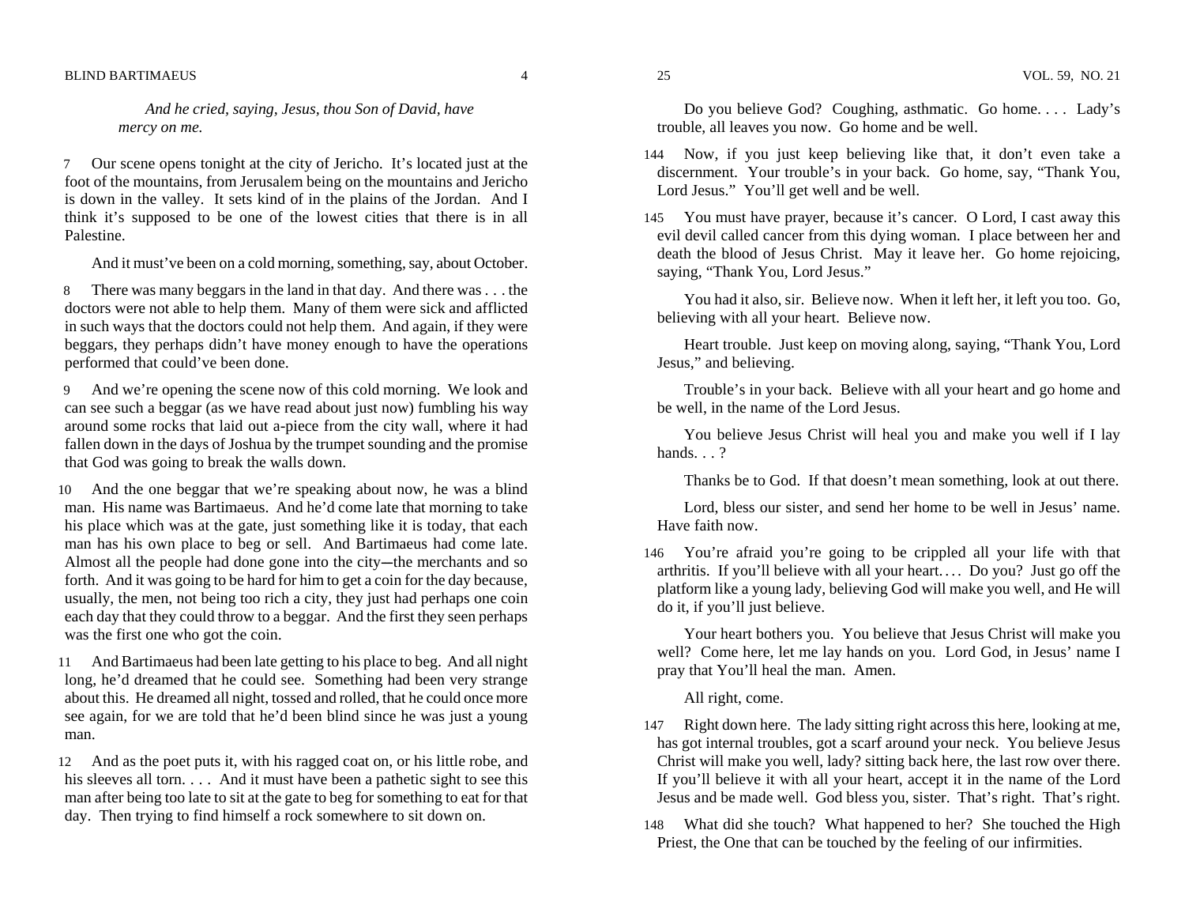*And he cried, saying, Jesus, thou Son of David, have mercy on me.*

7 Our scene opens tonight at the city of Jericho. It's located just at the foot of the mountains, from Jerusalem being on the mountains and Jericho is down in the valley. It sets kind of in the plains of the Jordan. And I think it's supposed to be one of the lowest cities that there is in all Palestine.

And it must've been on a cold morning, something, say, about October.

8 There was many beggars in the land in that day. And there was . . . the doctors were not able to help them. Many of them were sick and afflicted in such ways that the doctors could not help them. And again, if they were beggars, they perhaps didn't have money enough to have the operations performed that could've been done.

9 And we're opening the scene now of this cold morning. We look and can see such a beggar (as we have read about just now) fumbling his way around some rocks that laid out a-piece from the city wall, where it had fallen down in the days of Joshua by the trumpet sounding and the promise that God was going to break the walls down.

10 And the one beggar that we're speaking about now, he was a blind man. His name was Bartimaeus. And he'd come late that morning to take his place which was at the gate, just something like it is today, that each man has his own place to beg or sell. And Bartimaeus had come late. Almost all the people had done gone into the city—the merchants and so forth. And it was going to be hard for him to get a coin for the day because, usually, the men, not being too rich a city, they just had perhaps one coin each day that they could throw to a beggar. And the first they seen perhaps was the first one who got the coin.

11 And Bartimaeus had been late getting to his place to beg. And all night long, he'd dreamed that he could see. Something had been very strange about this. He dreamed all night, tossed and rolled, that he could once more see again, for we are told that he'd been blind since he was just a young man.

12 And as the poet puts it, with his ragged coat on, or his little robe, and his sleeves all torn. . . . And it must have been a pathetic sight to see this man after being too late to sit at the gate to beg for something to eat for that day. Then trying to find himself a rock somewhere to sit down on.

Do you believe God? Coughing, asthmatic. Go home. . . . Lady's trouble, all leaves you now. Go home and be well.

144 Now, if you just keep believing like that, it don't even take a discernment. Your trouble's in your back. Go home, say, "Thank You, Lord Jesus." You'll get well and be well.

145 You must have prayer, because it's cancer. O Lord, I cast away this evil devil called cancer from this dying woman. I place between her and death the blood of Jesus Christ. May it leave her. Go home rejoicing, saying, "Thank You, Lord Jesus."

You had it also, sir. Believe now. When it left her, it left you too. Go, believing with all your heart. Believe now.

Heart trouble. Just keep on moving along, saying, "Thank You, Lord Jesus," and believing.

Trouble's in your back. Believe with all your heart and go home and be well, in the name of the Lord Jesus.

You believe Jesus Christ will heal you and make you well if I lay hands. . . ?

Thanks be to God. If that doesn't mean something, look at out there.

Lord, bless our sister, and send her home to be well in Jesus' name. Have faith now.

146 You're afraid you're going to be crippled all your life with that arthritis. If you'll believe with all your heart.... Do you? Just go off the platform like a young lady, believing God will make you well, and He will do it, if you'll just believe.

Your heart bothers you. You believe that Jesus Christ will make you well? Come here, let me lay hands on you. Lord God, in Jesus' name I pray that You'll heal the man. Amen.

All right, come.

147 Right down here. The lady sitting right across this here, looking at me, has got internal troubles, got a scarf around your neck. You believe Jesus Christ will make you well, lady? sitting back here, the last row over there. If you'll believe it with all your heart, accept it in the name of the Lord Jesus and be made well. God bless you, sister. That's right. That's right.

148 What did she touch? What happened to her? She touched the High Priest, the One that can be touched by the feeling of our infirmities.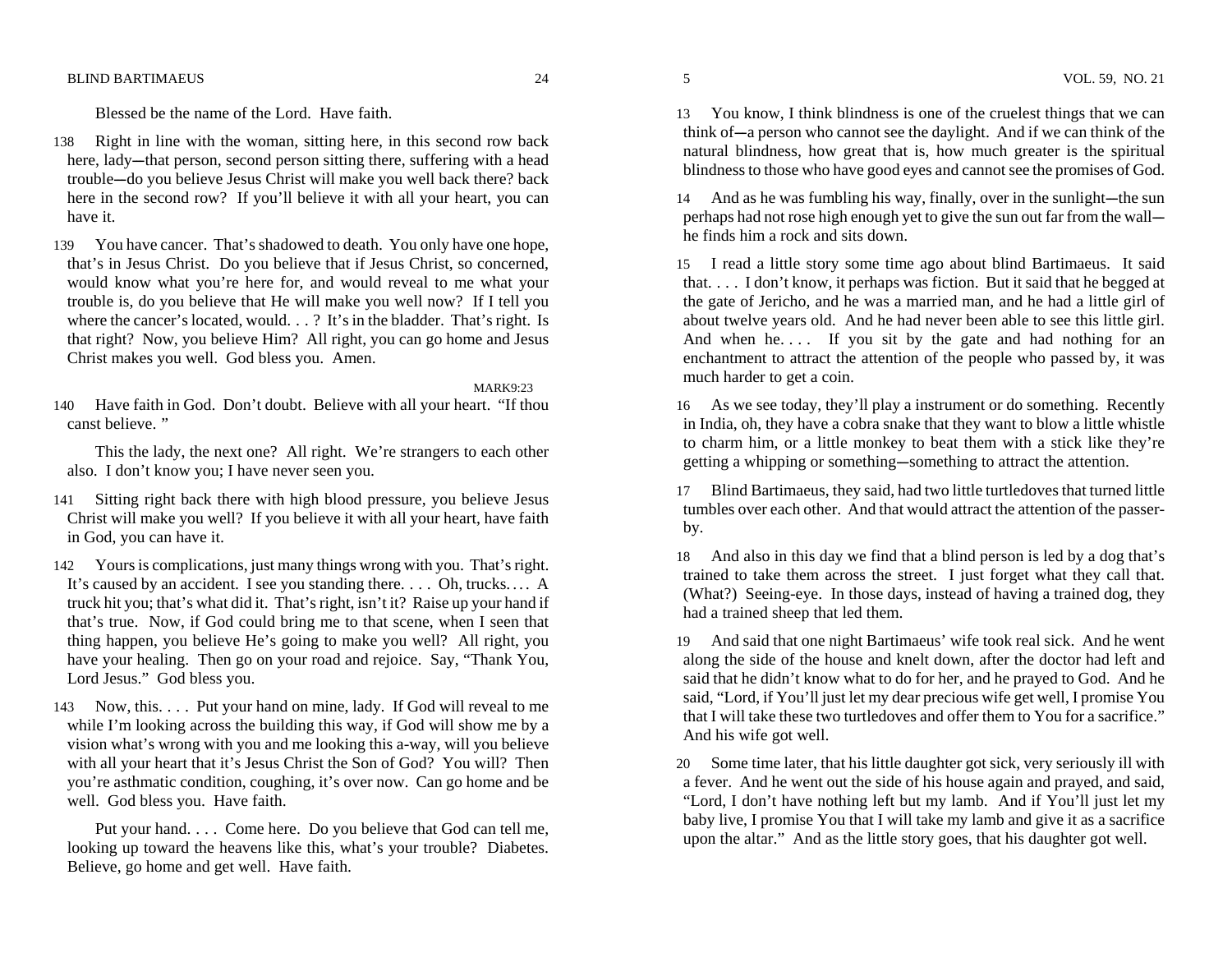Blessed be the name of the Lord. Have faith.

138 Right in line with the woman, sitting here, in this second row back here, lady—that person, second person sitting there, suffering with a head trouble—do you believe Jesus Christ will make you well back there? back here in the second row? If you'll believe it with all your heart, you can have it.

139 You have cancer. That's shadowed to death. You only have one hope, that's in Jesus Christ. Do you believe that if Jesus Christ, so concerned, would know what you're here for, and would reveal to me what your trouble is, do you believe that He will make you well now? If I tell you where the cancer's located, would. . . ? It's in the bladder. That's right. Is that right? Now, you believe Him? All right, you can go home and Jesus Christ makes you well. God bless you. Amen.

MARK9:23

140 Have faith in God. Don't doubt. Believe with all your heart. "If thou canst believe. "

This the lady, the next one? All right. We're strangers to each other also. I don't know you; I have never seen you.

141 Sitting right back there with high blood pressure, you believe Jesus Christ will make you well? If you believe it with all your heart, have faith in God, you can have it.

142 Yours is complications, just many things wrong with you. That's right. It's caused by an accident. I see you standing there. . . . Oh, trucks. . . . A truck hit you; that's what did it. That's right, isn't it? Raise up your hand if that's true. Now, if God could bring me to that scene, when I seen that thing happen, you believe He's going to make you well? All right, you have your healing. Then go on your road and rejoice. Say, "Thank You, Lord Jesus." God bless you.

143 Now, this. . . . Put your hand on mine, lady. If God will reveal to me while I'm looking across the building this way, if God will show me by a vision what's wrong with you and me looking this a-way, will you believe with all your heart that it's Jesus Christ the Son of God? You will? Then you're asthmatic condition, coughing, it's over now. Can go home and be well. God bless you. Have faith.

Put your hand. . . . Come here. Do you believe that God can tell me, looking up toward the heavens like this, what's your trouble? Diabetes. Believe, go home and get well. Have faith.

13 You know, I think blindness is one of the cruelest things that we can think of—a person who cannot see the daylight. And if we can think of the natural blindness, how great that is, how much greater is the spiritual blindness to those who have good eyes and cannot see the promises of God.

14 And as he was fumbling his way, finally, over in the sunlight—the sun perhaps had not rose high enough yet to give the sun out far from the wall—he finds him a rock and sits down.

15 I read a little story some time ago about blind Bartimaeus. It said that. . . . I don't know, it perhaps was fiction. But it said that he begged at the gate of Jericho, and he was a married man, and he had a little girl of about twelve years old. And he had never been able to see this little girl. And when he. . . . If you sit by the gate and had nothing for an enchantment to attract the attention of the people who passed by, it was much harder to get a coin.

16 As we see today, they'll play a instrument or do something. Recently in India, oh, they have a cobra snake that they want to blow a little whistle to charm him, or a little monkey to beat them with a stick like they're getting a whipping or something—something to attract the attention.

17 Blind Bartimaeus, they said, had two little turtledoves that turned little tumbles over each other. And that would attract the attention of the passer-by.

18 And also in this day we find that a blind person is led by a dog that's trained to take them across the street. I just forget what they call that. (What?) Seeing-eye. In those days, instead of having a trained dog, they had a trained sheep that led them.

19 And said that one night Bartimaeus' wife took real sick. And he went along the side of the house and knelt down, after the doctor had left and said that he didn't know what to do for her, and he prayed to God. And he said, "Lord, if You'll just let my dear precious wife get well, I promise You that I will take these two turtledoves and offer them to You for a sacrifice." And his wife got well.

20 Some time later, that his little daughter got sick, very seriously ill with a fever. And he went out the side of his house again and prayed, and said, "Lord, I don't have nothing left but my lamb. And if You'll just let my baby live, I promise You that I will take my lamb and give it as a sacrifice upon the altar." And as the little story goes, that his daughter got well.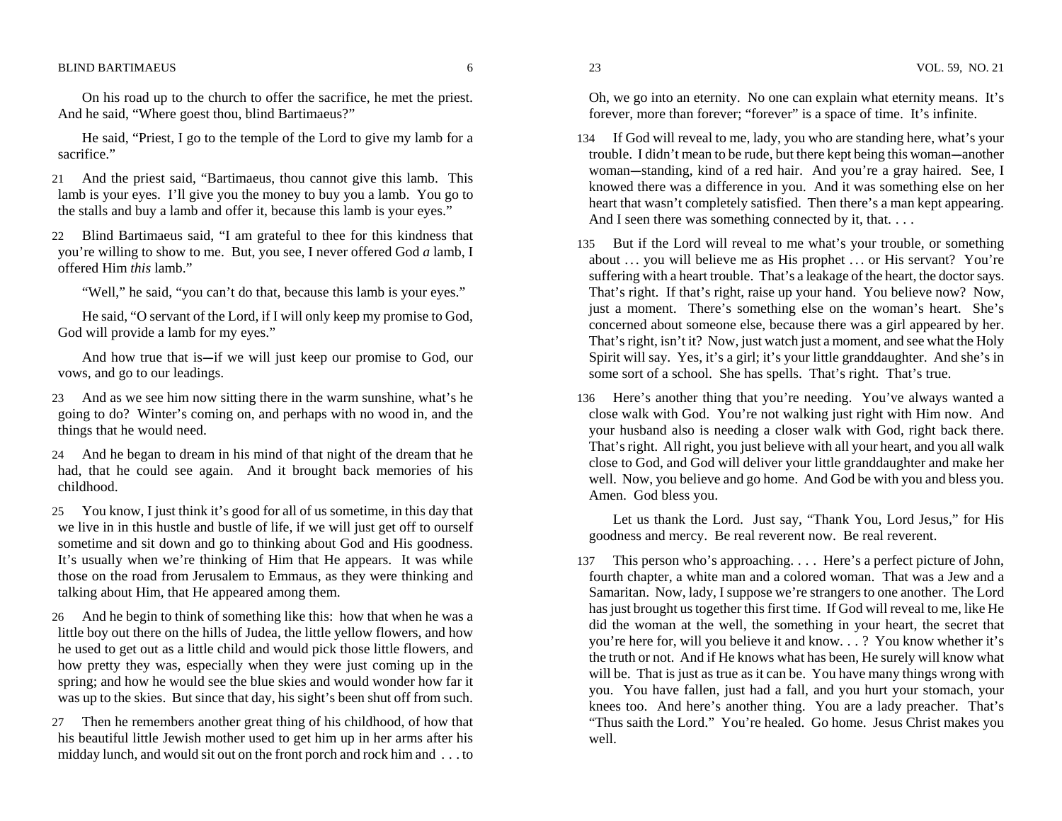On his road up to the church to offer the sacrifice, he met the priest. And he said, "Where goest thou, blind Bartimaeus?"

He said, "Priest, I go to the temple of the Lord to give my lamb for a sacrifice."

21 And the priest said, "Bartimaeus, thou cannot give this lamb. This lamb is your eyes. I'll give you the money to buy you a lamb. You go to the stalls and buy a lamb and offer it, because this lamb is your eyes."

22 Blind Bartimaeus said, "I am grateful to thee for this kindness that you're willing to show to me. But, you see, I never offered God *a* lamb, I offered Him *this* lamb."

"Well," he said, "you can't do that, because this lamb is your eyes."

He said, "O servant of the Lord, if I will only keep my promise to God, God will provide a lamb for my eyes."

And how true that is—if we will just keep our promise to God, our vows, and go to our leadings.

23 And as we see him now sitting there in the warm sunshine, what's he going to do? Winter's coming on, and perhaps with no wood in, and the things that he would need.

24 And he began to dream in his mind of that night of the dream that he had, that he could see again. And it brought back memories of his childhood.

25 You know, I just think it's good for all of us sometime, in this day that we live in in this hustle and bustle of life, if we will just get off to ourself sometime and sit down and go to thinking about God and His goodness. It's usually when we're thinking of Him that He appears. It was while those on the road from Jerusalem to Emmaus, as they were thinking and talking about Him, that He appeared among them.

26 And he begin to think of something like this: how that when he was a little boy out there on the hills of Judea, the little yellow flowers, and how he used to get out as a little child and would pick those little flowers, and how pretty they was, especially when they were just coming up in the spring; and how he would see the blue skies and would wonder how far it was up to the skies. But since that day, his sight's been shut off from such.

27 Then he remembers another great thing of his childhood, of how that his beautiful little Jewish mother used to get him up in her arms after his midday lunch, and would sit out on the front porch and rock him and . . . to

Oh, we go into an eternity. No one can explain what eternity means. It's forever, more than forever; "forever" is a space of time. It's infinite.

134 If God will reveal to me, lady, you who are standing here, what's your trouble. I didn't mean to be rude, but there kept being this woman—another woman—standing, kind of a red hair. And you're a gray haired. See, I knowed there was a difference in you. And it was something else on her heart that wasn't completely satisfied. Then there's a man kept appearing. And I seen there was something connected by it, that. . . .

135 But if the Lord will reveal to me what's your trouble, or something about . . . you will believe me as His prophet . . . or His servant? You're suffering with a heart trouble. That's a leakage of the heart, the doctor says. That's right. If that's right, raise up your hand. You believe now? Now, just a moment. There's something else on the woman's heart. She's concerned about someone else, because there was a girl appeared by her. That's right, isn't it? Now, just watch just a moment, and see what the Holy Spirit will say. Yes, it's a girl; it's your little granddaughter. And she's in some sort of a school. She has spells. That's right. That's true.

136 Here's another thing that you're needing. You've always wanted a close walk with God. You're not walking just right with Him now. And your husband also is needing a closer walk with God, right back there. That's right. All right, you just believe with all your heart, and you all walk close to God, and God will deliver your little granddaughter and make her well. Now, you believe and go home. And God be with you and bless you. Amen. God bless you.

Let us thank the Lord. Just say, "Thank You, Lord Jesus," for His goodness and mercy. Be real reverent now. Be real reverent.

137 This person who's approaching. . . . Here's a perfect picture of John, fourth chapter, a white man and a colored woman. That was a Jew and a Samaritan. Now, lady, I suppose we're strangers to one another. The Lord has just brought us together this first time. If God will reveal to me, like He did the woman at the well, the something in your heart, the secret that you're here for, will you believe it and know. . . ? You know whether it's the truth or not. And if He knows what has been, He surely will know what will be. That is just as true as it can be. You have many things wrong with you. You have fallen, just had a fall, and you hurt your stomach, your knees too. And here's another thing. You are a lady preacher. That's "Thus saith the Lord." You're healed. Go home. Jesus Christ makes you well.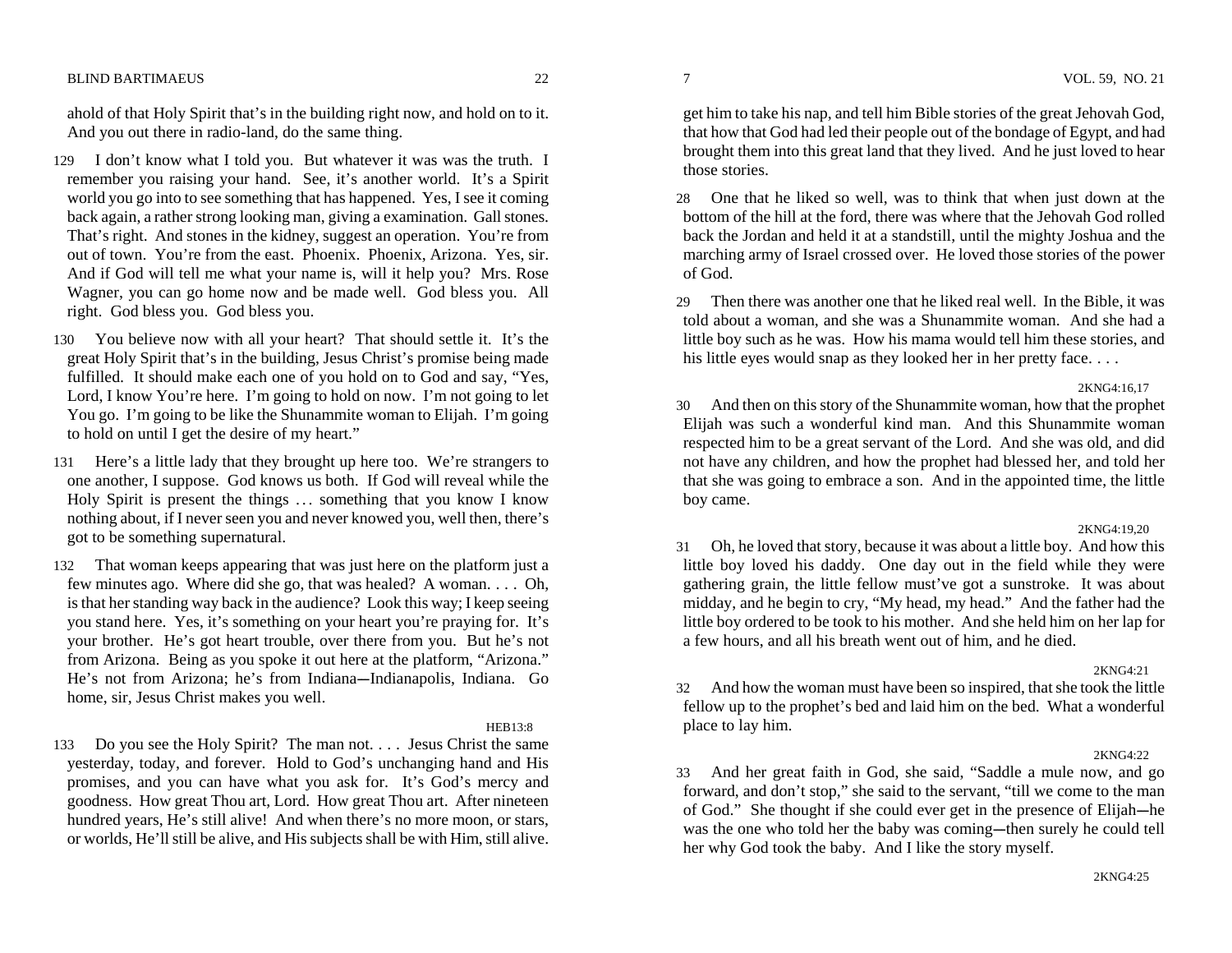ahold of that Holy Spirit that's in the building right now, and hold on to it. And you out there in radio-land, do the same thing.

129 I don't know what I told you. But whatever it was was the truth. I remember you raising your hand. See, it's another world. It's a Spirit world you go into to see something that has happened. Yes, I see it coming back again, a rather strong looking man, giving a examination. Gall stones. That's right. And stones in the kidney, suggest an operation. You're from out of town. You're from the east. Phoenix. Phoenix, Arizona. Yes, sir. And if God will tell me what your name is, will it help you? Mrs. Rose Wagner, you can go home now and be made well. God bless you. All right. God bless you. God bless you.

130 You believe now with all your heart? That should settle it. It's the great Holy Spirit that's in the building, Jesus Christ's promise being made fulfilled. It should make each one of you hold on to God and say, "Yes, Lord, I know You're here. I'm going to hold on now. I'm not going to let You go. I'm going to be like the Shunammite woman to Elijah. I'm going to hold on until I get the desire of my heart."

131 Here's a little lady that they brought up here too. We're strangers to one another, I suppose. God knows us both. If God will reveal while the Holy Spirit is present the things … something that you know I know nothing about, if I never seen you and never knowed you, well then, there's got to be something supernatural.

132 That woman keeps appearing that was just here on the platform just a few minutes ago. Where did she go, that was healed? A woman. . . . Oh, is that her standing way back in the audience? Look this way; I keep seeing you stand here. Yes, it's something on your heart you're praying for. It's your brother. He's got heart trouble, over there from you. But he's not from Arizona. Being as you spoke it out here at the platform, "Arizona." He's not from Arizona; he's from Indiana—Indianapolis, Indiana. Go home, sir, Jesus Christ makes you well.

HEB13:8

133 Do you see the Holy Spirit? The man not. . . . Jesus Christ the same yesterday, today, and forever. Hold to God's unchanging hand and His promises, and you can have what you ask for. It's God's mercy and goodness. How great Thou art, Lord. How great Thou art. After nineteen hundred years, He's still alive! And when there's no more moon, or stars, or worlds, He'll still be alive, and His subjects shall be with Him, still alive.

get him to take his nap, and tell him Bible stories of the great Jehovah God, that how that God had led their people out of the bondage of Egypt, and had brought them into this great land that they lived. And he just loved to hear those stories.

28 One that he liked so well, was to think that when just down at the bottom of the hill at the ford, there was where that the Jehovah God rolled back the Jordan and held it at a standstill, until the mighty Joshua and the marching army of Israel crossed over. He loved those stories of the power of God.

29 Then there was another one that he liked real well. In the Bible, it was told about a woman, and she was a Shunammite woman. And she had a little boy such as he was. How his mama would tell him these stories, and his little eyes would snap as they looked her in her pretty face. . . .

2KNG4:16,17

30 And then on this story of the Shunammite woman, how that the prophet Elijah was such a wonderful kind man. And this Shunammite woman respected him to be a great servant of the Lord. And she was old, and did not have any children, and how the prophet had blessed her, and told her that she was going to embrace a son. And in the appointed time, the little boy came.

2KNG4:19,20

31 Oh, he loved that story, because it was about a little boy. And how this little boy loved his daddy. One day out in the field while they were gathering grain, the little fellow must've got a sunstroke. It was about midday, and he begin to cry, "My head, my head." And the father had the little boy ordered to be took to his mother. And she held him on her lap for a few hours, and all his breath went out of him, and he died.

2KNG4:21

32 And how the woman must have been so inspired, that she took the little fellow up to the prophet's bed and laid him on the bed. What a wonderful place to lay him.

2KNG4:22

33 And her great faith in God, she said, "Saddle a mule now, and go forward, and don't stop," she said to the servant, "till we come to the man of God." She thought if she could ever get in the presence of Elijah—he was the one who told her the baby was coming—then surely he could tell her why God took the baby. And I like the story myself.

2KNG4:25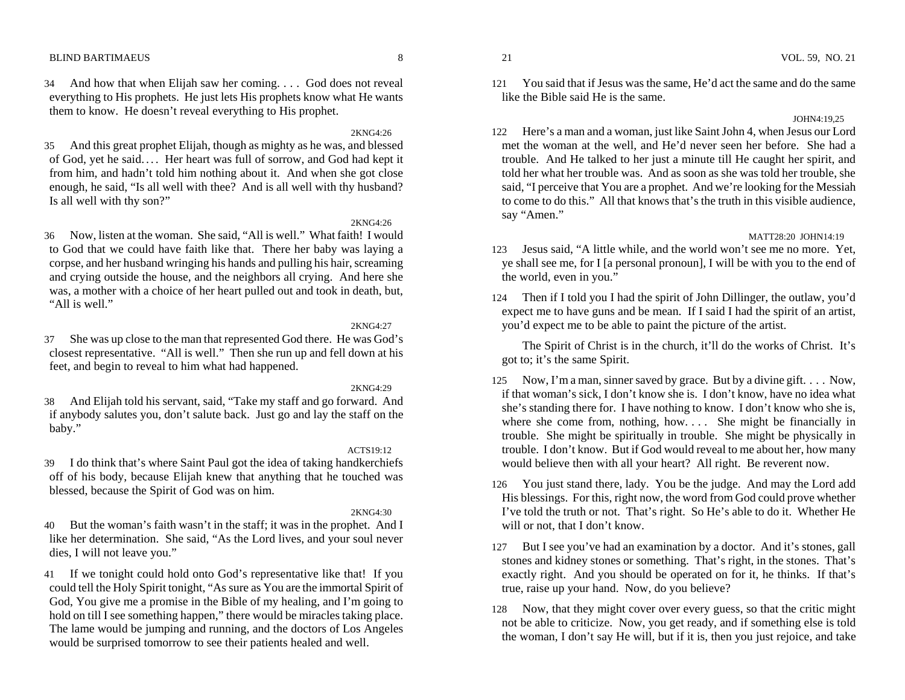2KNG4:26

34 And how that when Elijah saw her coming. . . . God does not reveal everything to His prophets. He just lets His prophets know what He wants them to know. He doesn't reveal everything to His prophet.

2KNG4:26

35 And this great prophet Elijah, though as mighty as he was, and blessed of God, yet he said.... Her heart was full of sorrow, and God had kept it from him, and hadn't told him nothing about it. And when she got close enough, he said, "Is all well with thee? And is all well with thy husband? Is all well with thy son?"

2KNG4:26

36 Now, listen at the woman. She said, "All is well." What faith! I would to God that we could have faith like that. There her baby was laying a corpse, and her husband wringing his hands and pulling his hair, screaming and crying outside the house, and the neighbors all crying. And here she was, a mother with a choice of her heart pulled out and took in death, but, "All is well."

2KNG4:27

37 She was up close to the man that represented God there. He was God's closest representative. "All is well." Then she run up and fell down at his feet, and begin to reveal to him what had happened.

2KNG4:29

38 And Elijah told his servant, said, "Take my staff and go forward. And if anybody salutes you, don't salute back. Just go and lay the staff on the baby."

ACTS19:12

39 I do think that's where Saint Paul got the idea of taking handkerchiefs off of his body, because Elijah knew that anything that he touched was blessed, because the Spirit of God was on him.

2KNG4:30

40 But the woman's faith wasn't in the staff; it was in the prophet. And I like her determination. She said, "As the Lord lives, and your soul never dies, I will not leave you."

41 If we tonight could hold onto God's representative like that! If you could tell the Holy Spirit tonight, "As sure as You are the immortal Spirit of God, You give me a promise in the Bible of my healing, and I'm going to hold on till I see something happen," there would be miracles taking place. The lame would be jumping and running, and the doctors of Los Angeles would be surprised tomorrow to see their patients healed and well.

121 You said that if Jesus was the same, He'd act the same and do the same like the Bible said He is the same.

JOHN4:19,25

122 Here's a man and a woman, just like Saint John 4, when Jesus our Lord met the woman at the well, and He'd never seen her before. She had a trouble. And He talked to her just a minute till He caught her spirit, and told her what her trouble was. And as soon as she was told her trouble, she said, "I perceive that You are a prophet. And we're looking for the Messiah to come to do this." All that knows that's the truth in this visible audience, say "Amen."

MATT28:20 JOHN14:19

123 Jesus said, "A little while, and the world won't see me no more. Yet, ye shall see me, for I [a personal pronoun], I will be with you to the end of the world, even in you."

124 Then if I told you I had the spirit of John Dillinger, the outlaw, you'd expect me to have guns and be mean. If I said I had the spirit of an artist, you'd expect me to be able to paint the picture of the artist.

The Spirit of Christ is in the church, it'll do the works of Christ. It's got to; it's the same Spirit.

125 Now, I'm a man, sinner saved by grace. But by a divine gift. . . . Now, if that woman's sick, I don't know she is. I don't know, have no idea what she's standing there for. I have nothing to know. I don't know who she is, where she come from, nothing, how. . . . She might be financially in trouble. She might be spiritually in trouble. She might be physically in trouble. I don't know. But if God would reveal to me about her, how many would believe then with all your heart? All right. Be reverent now.

126 You just stand there, lady. You be the judge. And may the Lord add His blessings. For this, right now, the word from God could prove whether I've told the truth or not. That's right. So He's able to do it. Whether He will or not, that I don't know.

127 But I see you've had an examination by a doctor. And it's stones, gall stones and kidney stones or something. That's right, in the stones. That's exactly right. And you should be operated on for it, he thinks. If that's true, raise up your hand. Now, do you believe?

128 Now, that they might cover over every guess, so that the critic might not be able to criticize. Now, you get ready, and if something else is told the woman, I don't say He will, but if it is, then you just rejoice, and take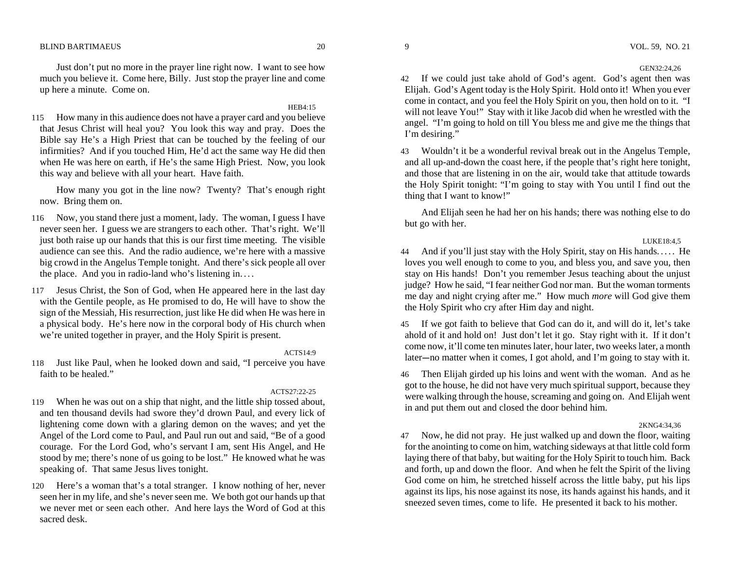Just don't put no more in the prayer line right now. I want to see how much you believe it. Come here, Billy. Just stop the prayer line and come up here a minute. Come on.

HEB4:15

115 How many in this audience does not have a prayer card and you believe that Jesus Christ will heal you? You look this way and pray. Does the Bible say He's a High Priest that can be touched by the feeling of our infirmities? And if you touched Him, He'd act the same way He did then when He was here on earth, if He's the same High Priest. Now, you look this way and believe with all your heart. Have faith.

How many you got in the line now? Twenty? That's enough right now. Bring them on.

116 Now, you stand there just a moment, lady. The woman, I guess I have never seen her. I guess we are strangers to each other. That's right. We'll just both raise up our hands that this is our first time meeting. The visible audience can see this. And the radio audience, we're here with a massive big crowd in the Angelus Temple tonight. And there's sick people all over the place. And you in radio-land who's listening in. . . .

117 Jesus Christ, the Son of God, when He appeared here in the last day with the Gentile people, as He promised to do, He will have to show the sign of the Messiah, His resurrection, just like He did when He was here in a physical body. He's here now in the corporal body of His church when we're united together in prayer, and the Holy Spirit is present.

ACTS14:9

118 Just like Paul, when he looked down and said, "I perceive you have faith to be healed."

ACTS27:22-25

119 When he was out on a ship that night, and the little ship tossed about, and ten thousand devils had swore they'd drown Paul, and every lick of lightening come down with a glaring demon on the waves; and yet the Angel of the Lord come to Paul, and Paul run out and said, "Be of a good courage. For the Lord God, who's servant I am, sent His Angel, and He stood by me; there's none of us going to be lost." He knowed what he was speaking of. That same Jesus lives tonight.

120 Here's a woman that's a total stranger. I know nothing of her, never seen her in my life, and she's never seen me. We both got our hands up that we never met or seen each other. And here lays the Word of God at this sacred desk.

GEN32:24,26

42 If we could just take ahold of God's agent. God's agent then was Elijah. God's Agent today is the Holy Spirit. Hold onto it! When you ever come in contact, and you feel the Holy Spirit on you, then hold on to it. "I will not leave You!" Stay with it like Jacob did when he wrestled with the angel. "I'm going to hold on till You bless me and give me the things that I'm desiring."

43 Wouldn't it be a wonderful revival break out in the Angelus Temple, and all up-and-down the coast here, if the people that's right here tonight, and those that are listening in on the air, would take that attitude towards the Holy Spirit tonight: "I'm going to stay with You until I find out the thing that I want to know!"

And Elijah seen he had her on his hands; there was nothing else to do but go with her.

LUKE18:4,5

44 And if you'll just stay with the Holy Spirit, stay on His hands. . . . . He loves you well enough to come to you, and bless you, and save you, then stay on His hands! Don't you remember Jesus teaching about the unjust judge? How he said, "I fear neither God nor man. But the woman torments me day and night crying after me." How much *more* will God give them the Holy Spirit who cry after Him day and night.

45 If we got faith to believe that God can do it, and will do it, let's take ahold of it and hold on! Just don't let it go. Stay right with it. If it don't come now, it'll come ten minutes later, hour later, two weeks later, a month later—no matter when it comes, I got ahold, and I'm going to stay with it.

46 Then Elijah girded up his loins and went with the woman. And as he got to the house, he did not have very much spiritual support, because they were walking through the house, screaming and going on. And Elijah went in and put them out and closed the door behind him.

2KNG4:34,36

47 Now, he did not pray. He just walked up and down the floor, waiting for the anointing to come on him, watching sideways at that little cold form laying there of that baby, but waiting for the Holy Spirit to touch him. Back and forth, up and down the floor. And when he felt the Spirit of the living God come on him, he stretched hisself across the little baby, put his lips against its lips, his nose against its nose, its hands against his hands, and it sneezed seven times, come to life. He presented it back to his mother.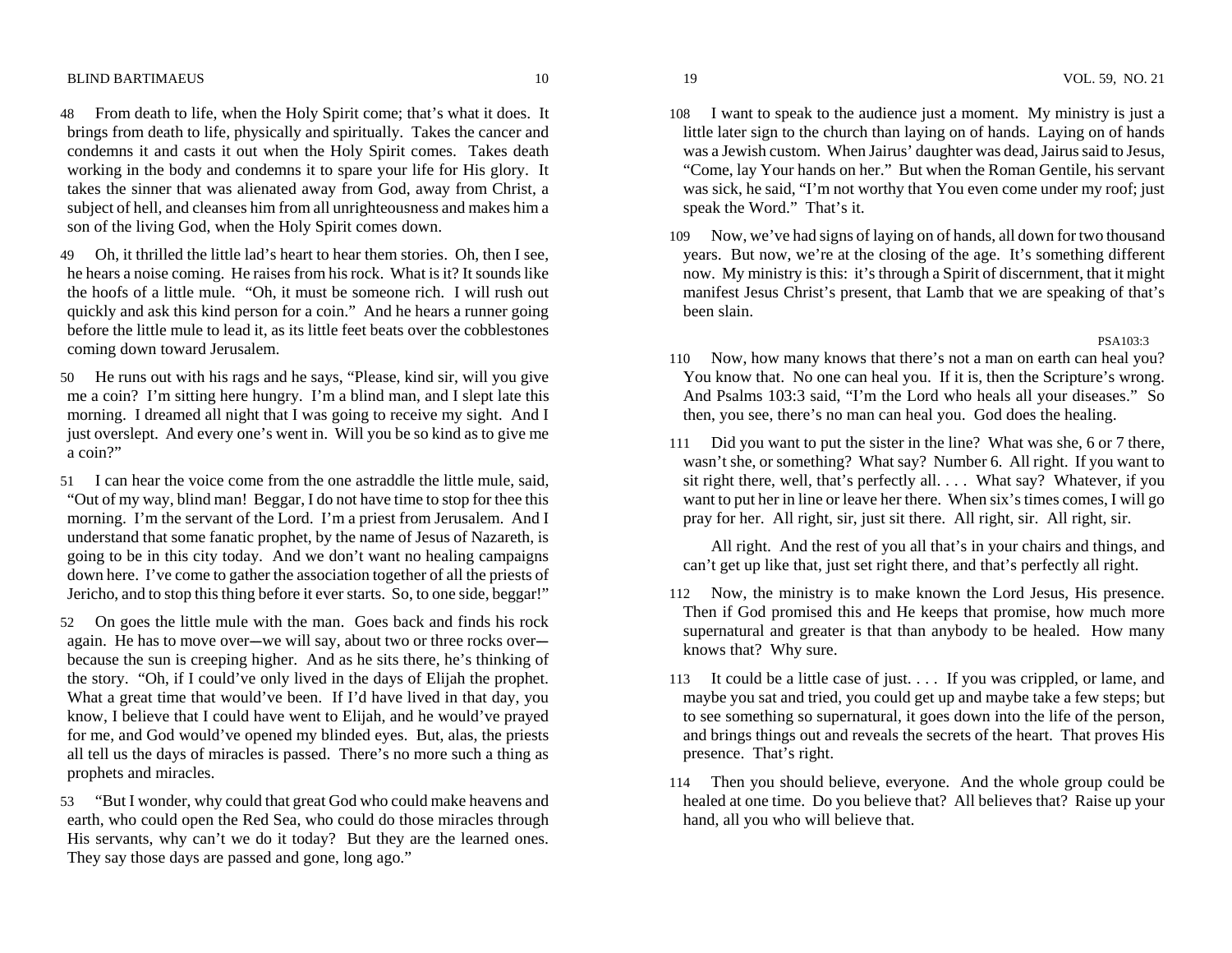48 From death to life, when the Holy Spirit come; that's what it does. It brings from death to life, physically and spiritually. Takes the cancer and condemns it and casts it out when the Holy Spirit comes. Takes death working in the body and condemns it to spare your life for His glory. It takes the sinner that was alienated away from God, away from Christ, a subject of hell, and cleanses him from all unrighteousness and makes him a son of the living God, when the Holy Spirit comes down.

49 Oh, it thrilled the little lad's heart to hear them stories. Oh, then I see, he hears a noise coming. He raises from his rock. What is it? It sounds like the hoofs of a little mule. "Oh, it must be someone rich. I will rush out quickly and ask this kind person for a coin." And he hears a runner going before the little mule to lead it, as its little feet beats over the cobblestones coming down toward Jerusalem.

50 He runs out with his rags and he says, "Please, kind sir, will you give me a coin? I'm sitting here hungry. I'm a blind man, and I slept late this morning. I dreamed all night that I was going to receive my sight. And I just overslept. And every one's went in. Will you be so kind as to give me a coin?"

51 I can hear the voice come from the one astraddle the little mule, said, "Out of my way, blind man! Beggar, I do not have time to stop for thee this morning. I'm the servant of the Lord. I'm a priest from Jerusalem. And I understand that some fanatic prophet, by the name of Jesus of Nazareth, is going to be in this city today. And we don't want no healing campaigns down here. I've come to gather the association together of all the priests of Jericho, and to stop this thing before it ever starts. So, to one side, beggar!"

52 On goes the little mule with the man. Goes back and finds his rock again. He has to move over—we will say, about two or three rocks over—because the sun is creeping higher. And as he sits there, he's thinking of the story. "Oh, if I could've only lived in the days of Elijah the prophet. What a great time that would've been. If I'd have lived in that day, you know, I believe that I could have went to Elijah, and he would've prayed for me, and God would've opened my blinded eyes. But, alas, the priests all tell us the days of miracles is passed. There's no more such a thing as prophets and miracles.

53 "But I wonder, why could that great God who could make heavens and earth, who could open the Red Sea, who could do those miracles through His servants, why can't we do it today? But they are the learned ones. They say those days are passed and gone, long ago."

108 I want to speak to the audience just a moment. My ministry is just a little later sign to the church than laying on of hands. Laying on of hands was a Jewish custom. When Jairus' daughter was dead, Jairus said to Jesus, "Come, lay Your hands on her." But when the Roman Gentile, his servant was sick, he said, "I'm not worthy that You even come under my roof; just speak the Word." That's it.

109 Now, we've had signs of laying on of hands, all down for two thousand years. But now, we're at the closing of the age. It's something different now. My ministry is this: it's through a Spirit of discernment, that it might manifest Jesus Christ's present, that Lamb that we are speaking of that's been slain.

PSA103:3

110 Now, how many knows that there's not a man on earth can heal you? You know that. No one can heal you. If it is, then the Scripture's wrong. And Psalms 103:3 said, "I'm the Lord who heals all your diseases." So then, you see, there's no man can heal you. God does the healing.

111 Did you want to put the sister in the line? What was she, 6 or 7 there, wasn't she, or something? What say? Number 6. All right. If you want to sit right there, well, that's perfectly all. . . . What say? Whatever, if you want to put her in line or leave her there. When six's times comes, I will go pray for her. All right, sir, just sit there. All right, sir. All right, sir.

All right. And the rest of you all that's in your chairs and things, and can't get up like that, just set right there, and that's perfectly all right.

112 Now, the ministry is to make known the Lord Jesus, His presence. Then if God promised this and He keeps that promise, how much more supernatural and greater is that than anybody to be healed. How many knows that? Why sure.

113 It could be a little case of just. . . . If you was crippled, or lame, and maybe you sat and tried, you could get up and maybe take a few steps; but to see something so supernatural, it goes down into the life of the person, and brings things out and reveals the secrets of the heart. That proves His presence. That's right.

114 Then you should believe, everyone. And the whole group could be healed at one time. Do you believe that? All believes that? Raise up your hand, all you who will believe that.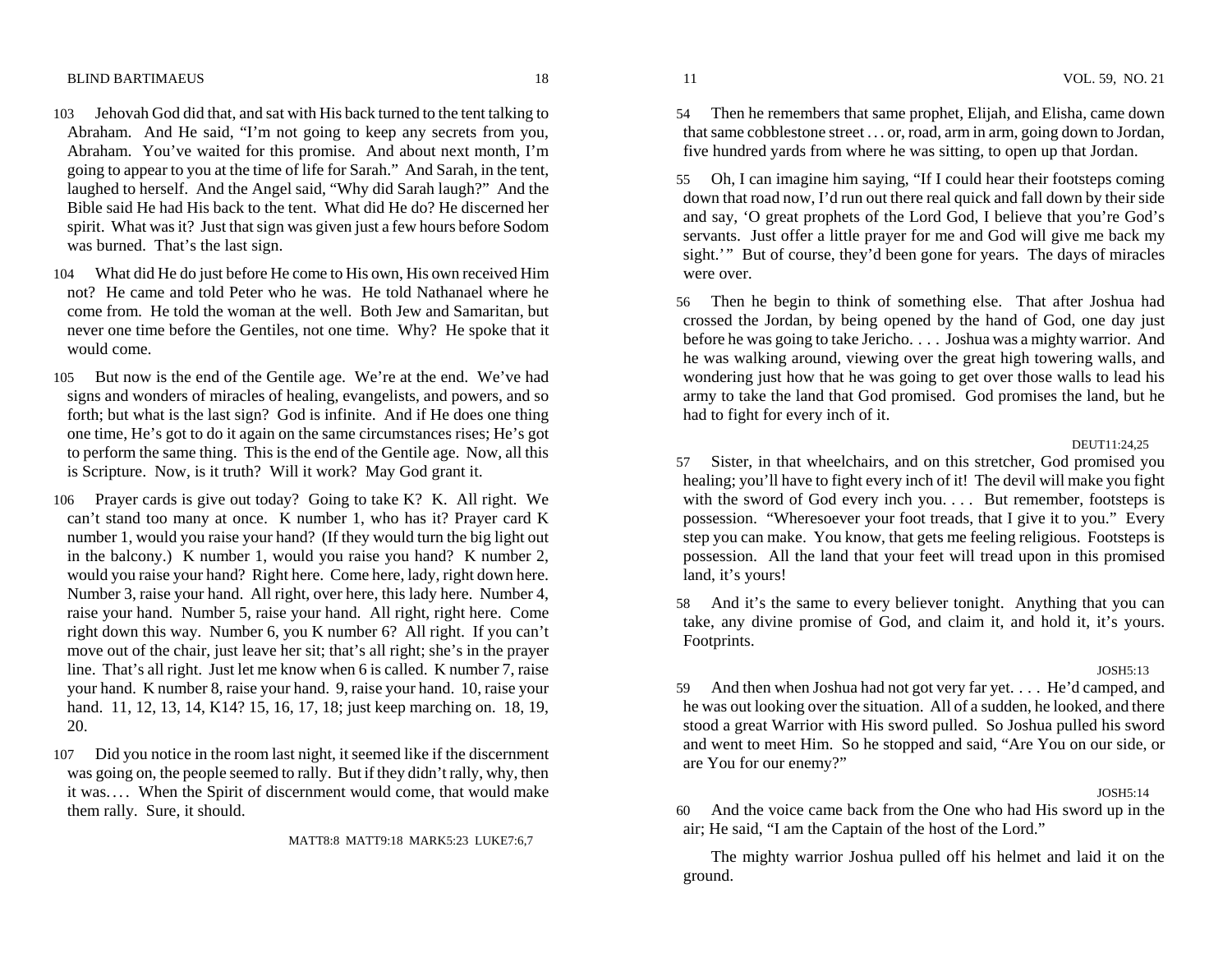103 Jehovah God did that, and sat with His back turned to the tent talking to Abraham. And He said, "I'm not going to keep any secrets from you, Abraham. You've waited for this promise. And about next month, I'm going to appear to you at the time of life for Sarah." And Sarah, in the tent, laughed to herself. And the Angel said, "Why did Sarah laugh?" And the Bible said He had His back to the tent. What did He do? He discerned her spirit. What was it? Just that sign was given just a few hours before Sodom was burned. That's the last sign.

104 What did He do just before He come to His own, His own received Him not? He came and told Peter who he was. He told Nathanael where he come from. He told the woman at the well. Both Jew and Samaritan, but never one time before the Gentiles, not one time. Why? He spoke that it would come.

105 But now is the end of the Gentile age. We're at the end. We've had signs and wonders of miracles of healing, evangelists, and powers, and so forth; but what is the last sign? God is infinite. And if He does one thing one time, He's got to do it again on the same circumstances rises; He's got to perform the same thing. This is the end of the Gentile age. Now, all this is Scripture. Now, is it truth? Will it work? May God grant it.

106 Prayer cards is give out today? Going to take K? K. All right. We can't stand too many at once. K number 1, who has it? Prayer card K number 1, would you raise your hand? (If they would turn the big light out in the balcony.) K number 1, would you raise you hand? K number 2, would you raise your hand? Right here. Come here, lady, right down here. Number 3, raise your hand. All right, over here, this lady here. Number 4, raise your hand. Number 5, raise your hand. All right, right here. Come right down this way. Number 6, you K number 6? All right. If you can't move out of the chair, just leave her sit; that's all right; she's in the prayer line. That's all right. Just let me know when 6 is called. K number 7, raise your hand. K number 8, raise your hand. 9, raise your hand. 10, raise your hand. 11, 12, 13, 14, K14? 15, 16, 17, 18; just keep marching on. 18, 19, 20.

107 Did you notice in the room last night, it seemed like if the discernment was going on, the people seemed to rally. But if they didn't rally, why, then it was.... When the Spirit of discernment would come, that would make them rally. Sure, it should.

MATT8:8 MATT9:18 MARK5:23 LUKE7:6,7

54 Then he remembers that same prophet, Elijah, and Elisha, came down that same cobblestone street . . . or, road, arm in arm, going down to Jordan, five hundred yards from where he was sitting, to open up that Jordan.

55 Oh, I can imagine him saying, "If I could hear their footsteps coming down that road now, I'd run out there real quick and fall down by their side and say, 'O great prophets of the Lord God, I believe that you're God's servants. Just offer a little prayer for me and God will give me back my sight.'" But of course, they'd been gone for years. The days of miracles were over.

56 Then he begin to think of something else. That after Joshua had crossed the Jordan, by being opened by the hand of God, one day just before he was going to take Jericho. . . . Joshua was a mighty warrior. And he was walking around, viewing over the great high towering walls, and wondering just how that he was going to get over those walls to lead his army to take the land that God promised. God promises the land, but he had to fight for every inch of it.

DEUT11:24,25

57 Sister, in that wheelchairs, and on this stretcher, God promised you healing; you'll have to fight every inch of it! The devil will make you fight with the sword of God every inch you. . . . But remember, footsteps is possession. "Wheresoever your foot treads, that I give it to you." Every step you can make. You know, that gets me feeling religious. Footsteps is possession. All the land that your feet will tread upon in this promised land, it's yours!

58 And it's the same to every believer tonight. Anything that you can take, any divine promise of God, and claim it, and hold it, it's yours. Footprints.

JOSH5:13

59 And then when Joshua had not got very far yet. . . . He'd camped, and he was out looking over the situation. All of a sudden, he looked, and there stood a great Warrior with His sword pulled. So Joshua pulled his sword and went to meet Him. So he stopped and said, "Are You on our side, or are You for our enemy?"

JOSH5:14

60 And the voice came back from the One who had His sword up in the air; He said, "I am the Captain of the host of the Lord."

The mighty warrior Joshua pulled off his helmet and laid it on the ground.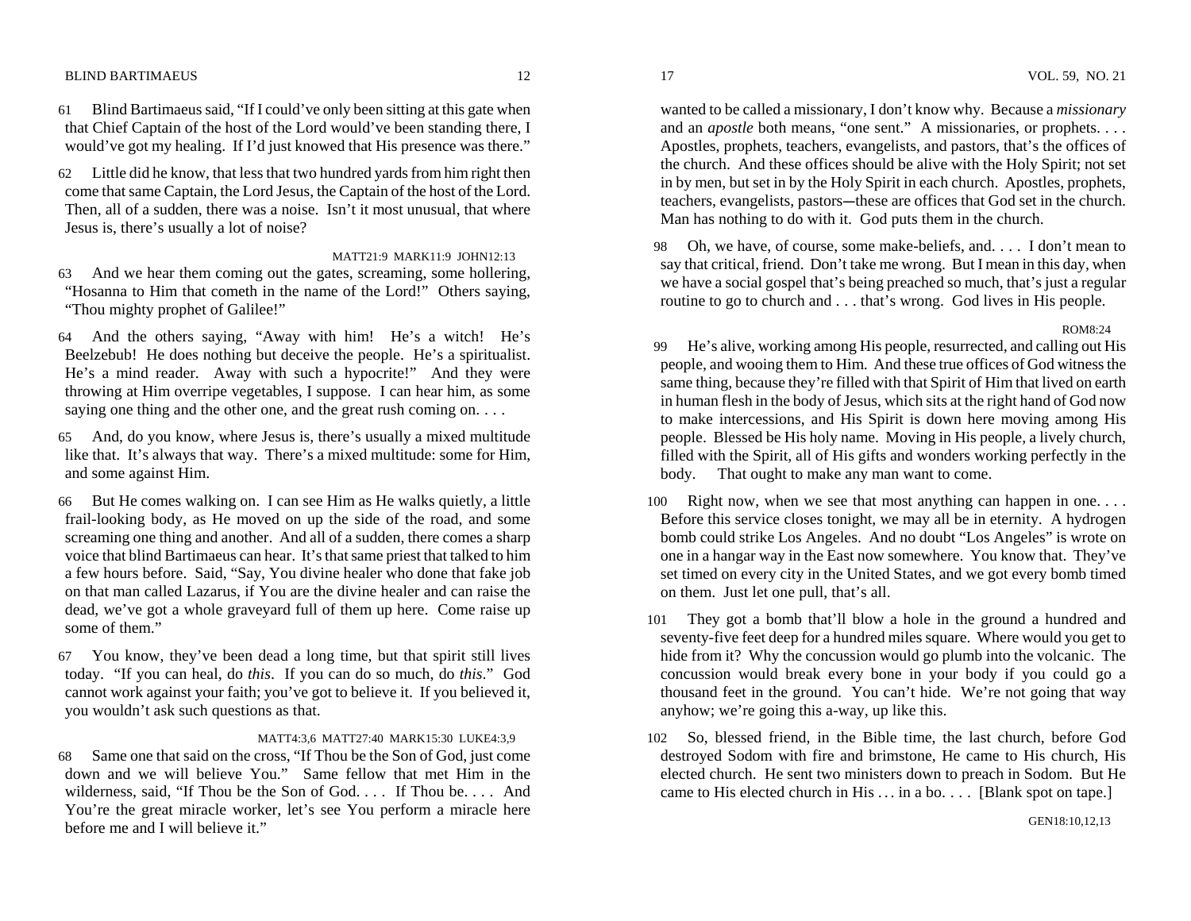61 Blind Bartimaeus said, "If I could've only been sitting at this gate when that Chief Captain of the host of the Lord would've been standing there, I would've got my healing. If I'd just knowed that His presence was there."

62 Little did he know, that less that two hundred yards from him right then come that same Captain, the Lord Jesus, the Captain of the host of the Lord. Then, all of a sudden, there was a noise. Isn't it most unusual, that where Jesus is, there's usually a lot of noise?

MATT21:9 MARK11:9 JOHN12:13

63 And we hear them coming out the gates, screaming, some hollering, "Hosanna to Him that cometh in the name of the Lord!" Others saying, "Thou mighty prophet of Galilee!"

64 And the others saying, "Away with him! He's a witch! He's Beelzebub! He does nothing but deceive the people. He's a spiritualist. He's a mind reader. Away with such a hypocrite!" And they were throwing at Him overripe vegetables, I suppose. I can hear him, as some saying one thing and the other one, and the great rush coming on. . . .

65 And, do you know, where Jesus is, there's usually a mixed multitude like that. It's always that way. There's a mixed multitude: some for Him, and some against Him.

66 But He comes walking on. I can see Him as He walks quietly, a little frail-looking body, as He moved on up the side of the road, and some screaming one thing and another. And all of a sudden, there comes a sharp voice that blind Bartimaeus can hear. It's that same priest that talked to him a few hours before. Said, "Say, You divine healer who done that fake job on that man called Lazarus, if You are the divine healer and can raise the dead, we've got a whole graveyard full of them up here. Come raise up some of them."

67 You know, they've been dead a long time, but that spirit still lives today. "If you can heal, do *this*. If you can do so much, do *this*." God cannot work against your faith; you've got to believe it. If you believed it, you wouldn't ask such questions as that.

MATT4:3,6 MATT27:40 MARK15:30 LUKE4:3,9

68 Same one that said on the cross, "If Thou be the Son of God, just come down and we will believe You." Same fellow that met Him in the wilderness, said, "If Thou be the Son of God. . . . If Thou be. . . . And You're the great miracle worker, let's see You perform a miracle here before me and I will believe it."

wanted to be called a missionary, I don't know why. Because a *missionary* and an *apostle* both means, "one sent." A missionaries, or prophets. . . . Apostles, prophets, teachers, evangelists, and pastors, that's the offices of the church. And these offices should be alive with the Holy Spirit; not set in by men, but set in by the Holy Spirit in each church. Apostles, prophets, teachers, evangelists, pastors—these are offices that God set in the church. Man has nothing to do with it. God puts them in the church.

98 Oh, we have, of course, some make-beliefs, and. . . . I don't mean to say that critical, friend. Don't take me wrong. But I mean in this day, when we have a social gospel that's being preached so much, that's just a regular routine to go to church and . . . that's wrong. God lives in His people.

ROM8:24

99 He's alive, working among His people, resurrected, and calling out His people, and wooing them to Him. And these true offices of God witness the same thing, because they're filled with that Spirit of Him that lived on earth in human flesh in the body of Jesus, which sits at the right hand of God now to make intercessions, and His Spirit is down here moving among His people. Blessed be His holy name. Moving in His people, a lively church, filled with the Spirit, all of His gifts and wonders working perfectly in the body. That ought to make any man want to come.

100 Right now, when we see that most anything can happen in one. . . . Before this service closes tonight, we may all be in eternity. A hydrogen bomb could strike Los Angeles. And no doubt "Los Angeles" is wrote on one in a hangar way in the East now somewhere. You know that. They've set timed on every city in the United States, and we got every bomb timed on them. Just let one pull, that's all.

101 They got a bomb that'll blow a hole in the ground a hundred and seventy-five feet deep for a hundred miles square. Where would you get to hide from it? Why the concussion would go plumb into the volcanic. The concussion would break every bone in your body if you could go a thousand feet in the ground. You can't hide. We're not going that way anyhow; we're going this a-way, up like this.

102 So, blessed friend, in the Bible time, the last church, before God destroyed Sodom with fire and brimstone, He came to His church, His elected church. He sent two ministers down to preach in Sodom. But He came to His elected church in His . . . in a bo. . . . [Blank spot on tape.]

GEN18:10,12,13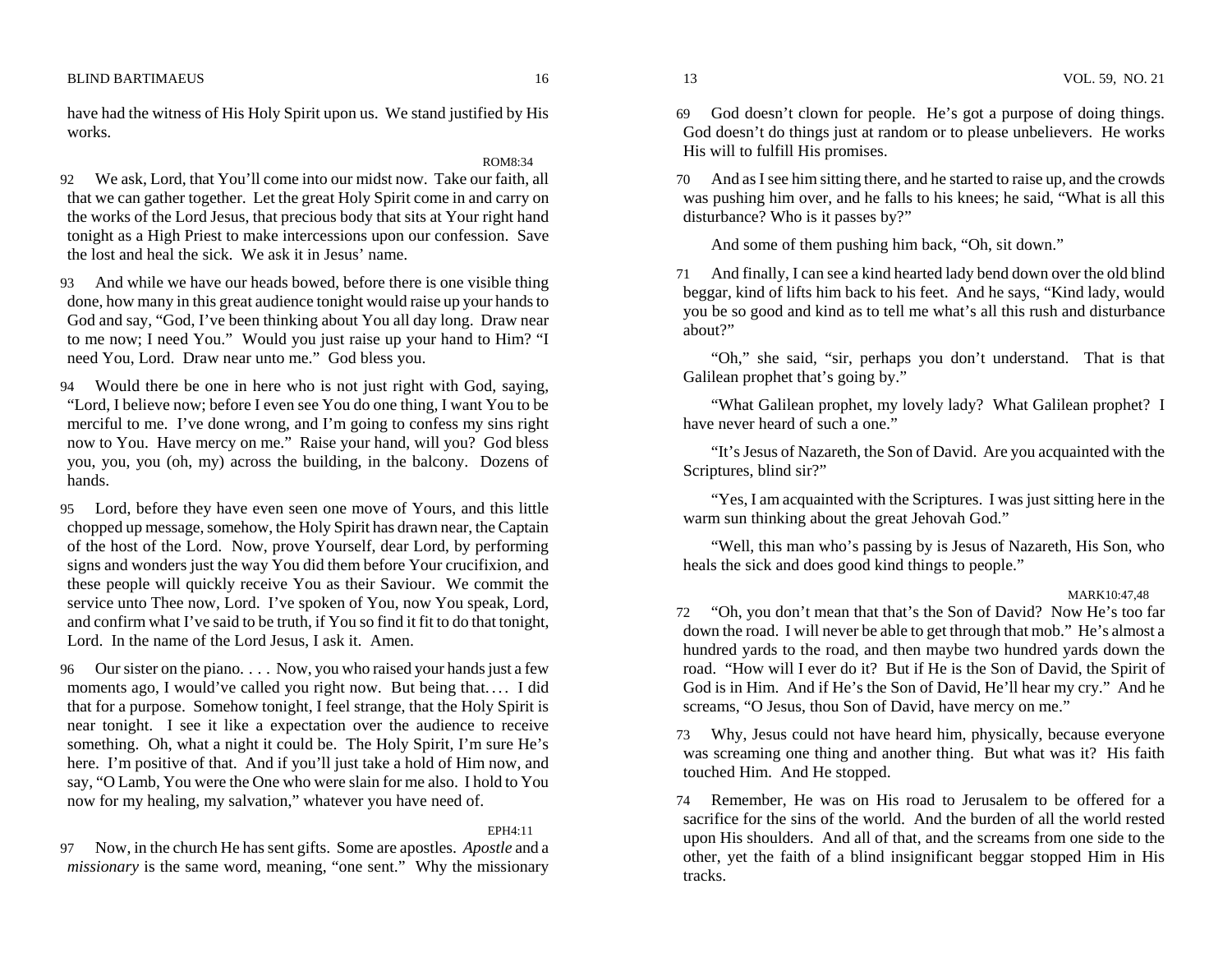have had the witness of His Holy Spirit upon us. We stand justified by His works.

ROM8:34

92 We ask, Lord, that You'll come into our midst now. Take our faith, all that we can gather together. Let the great Holy Spirit come in and carry on the works of the Lord Jesus, that precious body that sits at Your right hand tonight as a High Priest to make intercessions upon our confession. Save the lost and heal the sick. We ask it in Jesus' name.

93 And while we have our heads bowed, before there is one visible thing done, how many in this great audience tonight would raise up your hands to God and say, "God, I've been thinking about You all day long. Draw near to me now; I need You." Would you just raise up your hand to Him? "I need You, Lord. Draw near unto me." God bless you.

94 Would there be one in here who is not just right with God, saying, "Lord, I believe now; before I even see You do one thing, I want You to be merciful to me. I've done wrong, and I'm going to confess my sins right now to You. Have mercy on me." Raise your hand, will you? God bless you, you, you (oh, my) across the building, in the balcony. Dozens of hands.

95 Lord, before they have even seen one move of Yours, and this little chopped up message, somehow, the Holy Spirit has drawn near, the Captain of the host of the Lord. Now, prove Yourself, dear Lord, by performing signs and wonders just the way You did them before Your crucifixion, and these people will quickly receive You as their Saviour. We commit the service unto Thee now, Lord. I've spoken of You, now You speak, Lord, and confirm what I've said to be truth, if You so find it fit to do that tonight, Lord. In the name of the Lord Jesus, I ask it. Amen.

96 Our sister on the piano. . . . Now, you who raised your hands just a few moments ago, I would've called you right now. But being that. . . . I did that for a purpose. Somehow tonight, I feel strange, that the Holy Spirit is near tonight. I see it like a expectation over the audience to receive something. Oh, what a night it could be. The Holy Spirit, I'm sure He's here. I'm positive of that. And if you'll just take a hold of Him now, and say, "O Lamb, You were the One who were slain for me also. I hold to You now for my healing, my salvation," whatever you have need of.

EPH4:11

97 Now, in the church He has sent gifts. Some are apostles. *Apostle* and a *missionary* is the same word, meaning, "one sent." Why the missionary

69 God doesn't clown for people. He's got a purpose of doing things. God doesn't do things just at random or to please unbelievers. He works His will to fulfill His promises.

70 And as I see him sitting there, and he started to raise up, and the crowds was pushing him over, and he falls to his knees; he said, "What is all this disturbance? Who is it passes by?"

And some of them pushing him back, "Oh, sit down."

71 And finally, I can see a kind hearted lady bend down over the old blind beggar, kind of lifts him back to his feet. And he says, "Kind lady, would you be so good and kind as to tell me what's all this rush and disturbance about?"

"Oh," she said, "sir, perhaps you don't understand. That is that Galilean prophet that's going by."

"What Galilean prophet, my lovely lady? What Galilean prophet? I have never heard of such a one."

"It's Jesus of Nazareth, the Son of David. Are you acquainted with the Scriptures, blind sir?"

"Yes, I am acquainted with the Scriptures. I was just sitting here in the warm sun thinking about the great Jehovah God."

"Well, this man who's passing by is Jesus of Nazareth, His Son, who heals the sick and does good kind things to people."

MARK10:47,48

72 "Oh, you don't mean that that's the Son of David? Now He's too far down the road. I will never be able to get through that mob." He's almost a hundred yards to the road, and then maybe two hundred yards down the road. "How will I ever do it? But if He is the Son of David, the Spirit of God is in Him. And if He's the Son of David, He'll hear my cry." And he screams, "O Jesus, thou Son of David, have mercy on me."

73 Why, Jesus could not have heard him, physically, because everyone was screaming one thing and another thing. But what was it? His faith touched Him. And He stopped.

74 Remember, He was on His road to Jerusalem to be offered for a sacrifice for the sins of the world. And the burden of all the world rested upon His shoulders. And all of that, and the screams from one side to the other, yet the faith of a blind insignificant beggar stopped Him in His tracks.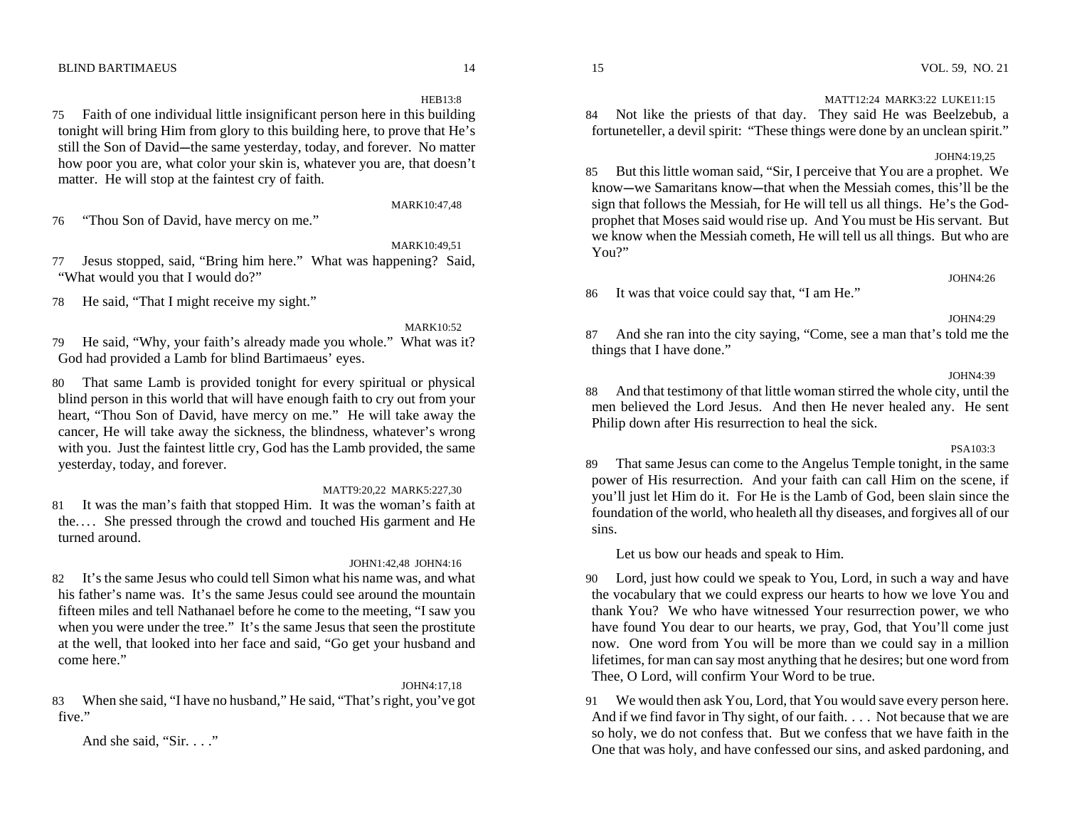HEB13:8

75 Faith of one individual little insignificant person here in this building tonight will bring Him from glory to this building here, to prove that He's still the Son of David—the same yesterday, today, and forever. No matter how poor you are, what color your skin is, whatever you are, that doesn't matter. He will stop at the faintest cry of faith.

MARK10:47,48

76 "Thou Son of David, have mercy on me."

MARK10:49,51

77 Jesus stopped, said, "Bring him here." What was happening? Said, "What would you that I would do?"

78 He said, "That I might receive my sight."

MARK10:52

79 He said, "Why, your faith's already made you whole." What was it? God had provided a Lamb for blind Bartimaeus' eyes.

80 That same Lamb is provided tonight for every spiritual or physical blind person in this world that will have enough faith to cry out from your heart, "Thou Son of David, have mercy on me." He will take away the cancer, He will take away the sickness, the blindness, whatever's wrong with you. Just the faintest little cry, God has the Lamb provided, the same yesterday, today, and forever.

MATT9:20,22 MARK5:227,30

81 It was the man's faith that stopped Him. It was the woman's faith at the.... She pressed through the crowd and touched His garment and He turned around.

JOHN1:42,48 JOHN4:16

82 It's the same Jesus who could tell Simon what his name was, and what his father's name was. It's the same Jesus could see around the mountain fifteen miles and tell Nathanael before he come to the meeting, "I saw you when you were under the tree." It's the same Jesus that seen the prostitute at the well, that looked into her face and said, "Go get your husband and come here."

JOHN4:17,18

83 When she said, "I have no husband," He said, "That's right, you've got five."

And she said, "Sir. . . ."

MATT12:24 MARK3:22 LUKE11:15

84 Not like the priests of that day. They said He was Beelzebub, a fortuneteller, a devil spirit: "These things were done by an unclean spirit."

JOHN4:19,25

85 But this little woman said, "Sir, I perceive that You are a prophet. We know—we Samaritans know—that when the Messiah comes, this'll be the sign that follows the Messiah, for He will tell us all things. He's the God-prophet that Moses said would rise up. And You must be His servant. But we know when the Messiah cometh, He will tell us all things. But who are You?"

JOHN4:26

86 It was that voice could say that, "I am He."

JOHN4:29

87 And she ran into the city saying, "Come, see a man that's told me the things that I have done."

JOHN4:39

88 And that testimony of that little woman stirred the whole city, until the men believed the Lord Jesus. And then He never healed any. He sent Philip down after His resurrection to heal the sick.

PSA103:3

89 That same Jesus can come to the Angelus Temple tonight, in the same power of His resurrection. And your faith can call Him on the scene, if you'll just let Him do it. For He is the Lamb of God, been slain since the foundation of the world, who healeth all thy diseases, and forgives all of our sins.

Let us bow our heads and speak to Him.

90 Lord, just how could we speak to You, Lord, in such a way and have the vocabulary that we could express our hearts to how we love You and thank You? We who have witnessed Your resurrection power, we who have found You dear to our hearts, we pray, God, that You'll come just now. One word from You will be more than we could say in a million lifetimes, for man can say most anything that he desires; but one word from Thee, O Lord, will confirm Your Word to be true.

91 We would then ask You, Lord, that You would save every person here. And if we find favor in Thy sight, of our faith. . . . Not because that we are so holy, we do not confess that. But we confess that we have faith in the One that was holy, and have confessed our sins, and asked pardoning, and